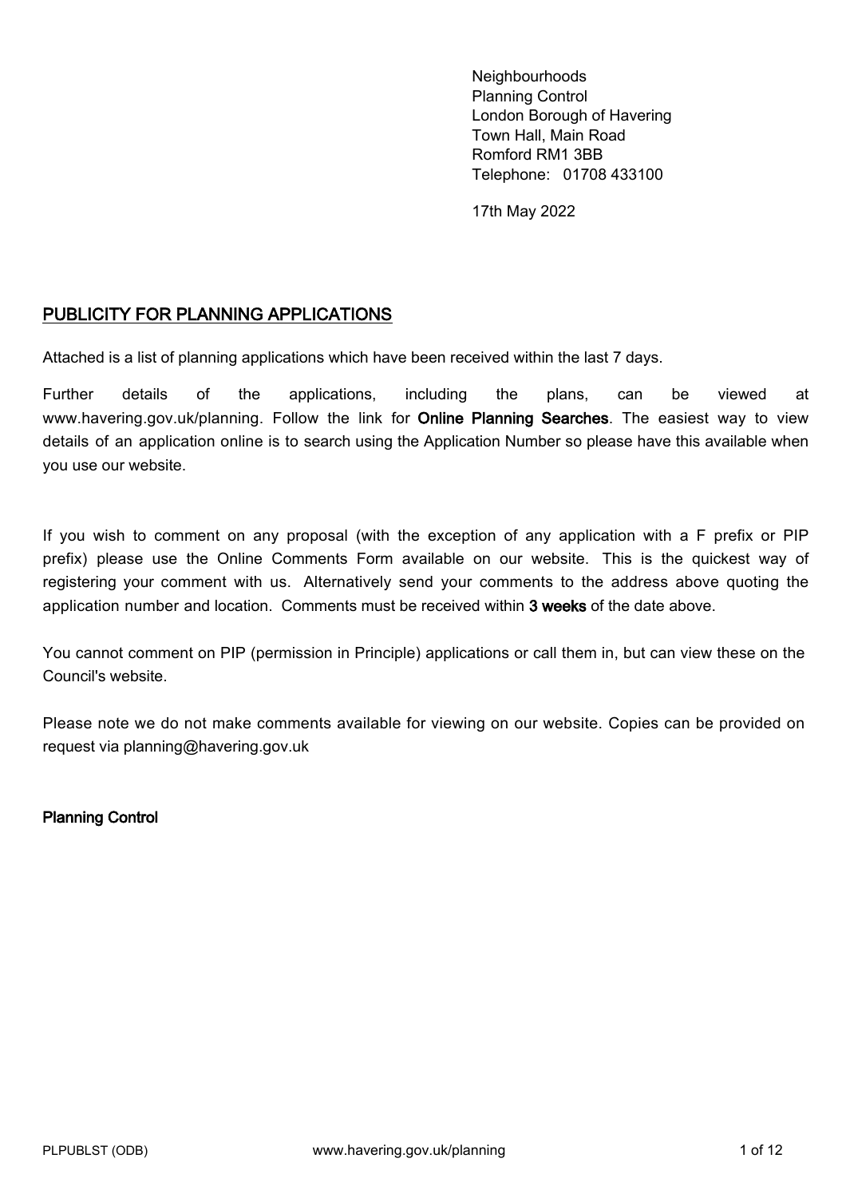Neighbourhoods
Planning Control
London Borough of Havering
Town Hall, Main Road
Romford RM1 3BB
Telephone: 01708 433100

17th May 2022

## PUBLICITY FOR PLANNING APPLICATIONS

Attached is a list of planning applications which have been received within the last 7 days.

Further details of the applications, including the plans, can be viewed at www.havering.gov.uk/planning. Follow the link for **Online Planning Searches**. The easiest way to view details of an application online is to search using the Application Number so please have this available when you use our website.

If you wish to comment on any proposal (with the exception of any application with a F prefix or PIP prefix) please use the Online Comments Form available on our website. This is the quickest way of registering your comment with us. Alternatively send your comments to the address above quoting the application number and location. Comments must be received within **3 weeks** of the date above.

You cannot comment on PIP (permission in Principle) applications or call them in, but can view these on the Council's website.

Please note we do not make comments available for viewing on our website. Copies can be provided on request via planning@havering.gov.uk

**Planning Control**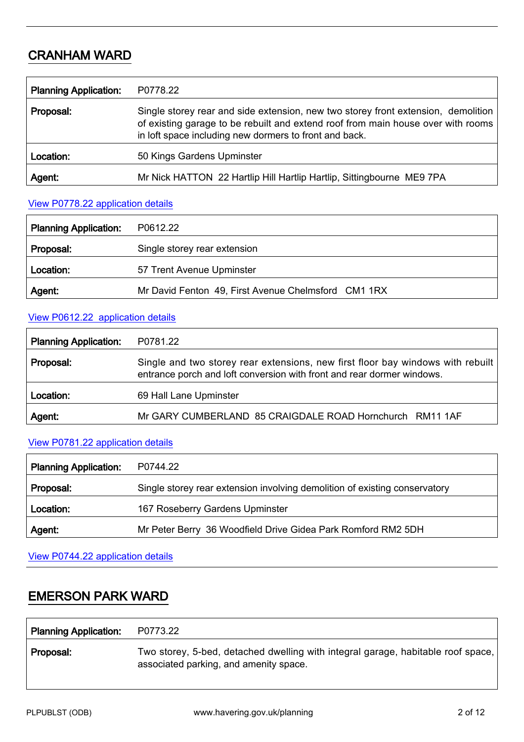## CRANHAM WARD

| Planning Application: | P0778.22 |
|---|---|
| Proposal: | Single storey rear and side extension, new two storey front extension, demolition of existing garage to be rebuilt and extend roof from main house over with rooms in loft space including new dormers to front and back. |
| Location: | 50 Kings Gardens Upminster |
| Agent: | Mr Nick HATTON 22 Hartlip Hill Hartlip Hartlip, Sittingbourne ME9 7PA |

View P0778.22 application details

| Planning Application: | P0612.22 |
|---|---|
| Proposal: | Single storey rear extension |
| Location: | 57 Trent Avenue Upminster |
| Agent: | Mr David Fenton 49, First Avenue Chelmsford CM1 1RX |

View P0612.22 application details

| Planning Application: | P0781.22 |
|---|---|
| Proposal: | Single and two storey rear extensions, new first floor bay windows with rebuilt entrance porch and loft conversion with front and rear dormer windows. |
| Location: | 69 Hall Lane Upminster |
| Agent: | Mr GARY CUMBERLAND 85 CRAIGDALE ROAD Hornchurch RM11 1AF |

View P0781.22 application details

| Planning Application: | P0744.22 |
|---|---|
| Proposal: | Single storey rear extension involving demolition of existing conservatory |
| Location: | 167 Roseberry Gardens Upminster |
| Agent: | Mr Peter Berry 36 Woodfield Drive Gidea Park Romford RM2 5DH |

View P0744.22 application details

## EMERSON PARK WARD

| Planning Application: | P0773.22 |
|---|---|
| Proposal: | Two storey, 5-bed, detached dwelling with integral garage, habitable roof space, associated parking, and amenity space. |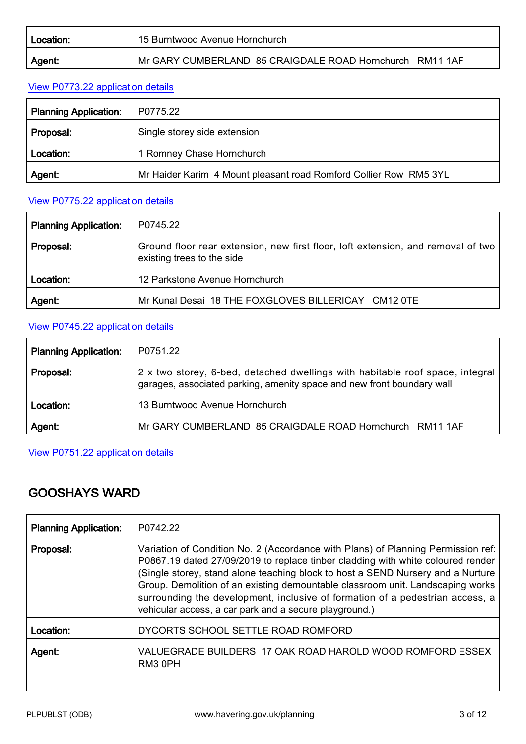| | |
|---|---|
| **Location:** | 15 Burntwood Avenue Hornchurch |
| **Agent:** | Mr GARY CUMBERLAND 85 CRAIGDALE ROAD Hornchurch RM11 1AF |

View P0773.22 application details

| | |
|---|---|
| **Planning Application:** | P0775.22 |
| **Proposal:** | Single storey side extension |
| **Location:** | 1 Romney Chase Hornchurch |
| **Agent:** | Mr Haider Karim 4 Mount pleasant road Romford Collier Row RM5 3YL |

View P0775.22 application details

| | |
|---|---|
| **Planning Application:** | P0745.22 |
| **Proposal:** | Ground floor rear extension, new first floor, loft extension, and removal of two existing trees to the side |
| **Location:** | 12 Parkstone Avenue Hornchurch |
| **Agent:** | Mr Kunal Desai 18 THE FOXGLOVES BILLERICAY CM12 0TE |

View P0745.22 application details

| | |
|---|---|
| **Planning Application:** | P0751.22 |
| **Proposal:** | 2 x two storey, 6-bed, detached dwellings with habitable roof space, integral garages, associated parking, amenity space and new front boundary wall |
| **Location:** | 13 Burntwood Avenue Hornchurch |
| **Agent:** | Mr GARY CUMBERLAND 85 CRAIGDALE ROAD Hornchurch RM11 1AF |

View P0751.22 application details

## GOOSHAYS WARD

| | |
|---|---|
| **Planning Application:** | P0742.22 |
| **Proposal:** | Variation of Condition No. 2 (Accordance with Plans) of Planning Permission ref: P0867.19 dated 27/09/2019 to replace tinber cladding with white coloured render (Single storey, stand alone teaching block to host a SEND Nursery and a Nurture Group. Demolition of an existing demountable classroom unit. Landscaping works surrounding the development, inclusive of formation of a pedestrian access, a vehicular access, a car park and a secure playground.) |
| **Location:** | DYCORTS SCHOOL SETTLE ROAD ROMFORD |
| **Agent:** | VALUEGRADE BUILDERS 17 OAK ROAD HAROLD WOOD ROMFORD ESSEX RM3 0PH |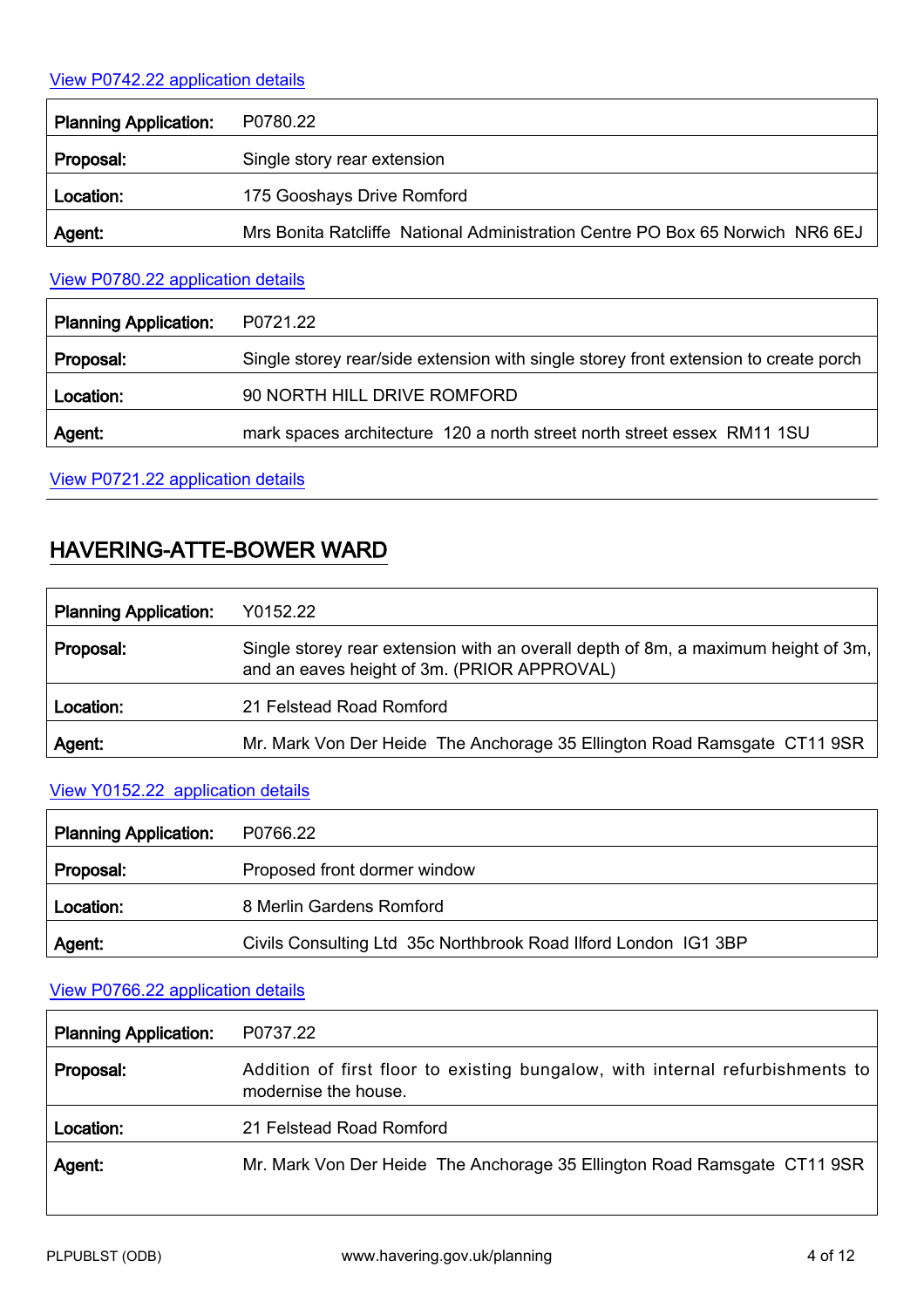[View P0742.22 application details]

| Planning Application: | P0780.22 |
|---|---|
| Proposal: | Single story rear extension |
| Location: | 175 Gooshays Drive Romford |
| Agent: | Mrs Bonita Ratcliffe  National Administration Centre PO Box 65 Norwich  NR6 6EJ |

[View P0780.22 application details]

| Planning Application: | P0721.22 |
|---|---|
| Proposal: | Single storey rear/side extension with single storey front extension to create porch |
| Location: | 90 NORTH HILL DRIVE ROMFORD |
| Agent: | mark spaces architecture  120 a north street north street essex  RM11 1SU |

[View P0721.22 application details]

## HAVERING-ATTE-BOWER WARD

| Planning Application: | Y0152.22 |
|---|---|
| Proposal: | Single storey rear extension with an overall depth of 8m, a maximum height of 3m, and an eaves height of 3m. (PRIOR APPROVAL) |
| Location: | 21 Felstead Road Romford |
| Agent: | Mr. Mark Von Der Heide  The Anchorage 35 Ellington Road Ramsgate  CT11 9SR |

[View Y0152.22  application details]

| Planning Application: | P0766.22 |
|---|---|
| Proposal: | Proposed front dormer window |
| Location: | 8 Merlin Gardens Romford |
| Agent: | Civils Consulting Ltd  35c Northbrook Road Ilford London  IG1 3BP |

[View P0766.22 application details]

| Planning Application: | P0737.22 |
|---|---|
| Proposal: | Addition of first floor to existing bungalow, with internal refurbishments to modernise the house. |
| Location: | 21 Felstead Road Romford |
| Agent: | Mr. Mark Von Der Heide  The Anchorage 35 Ellington Road Ramsgate  CT11 9SR |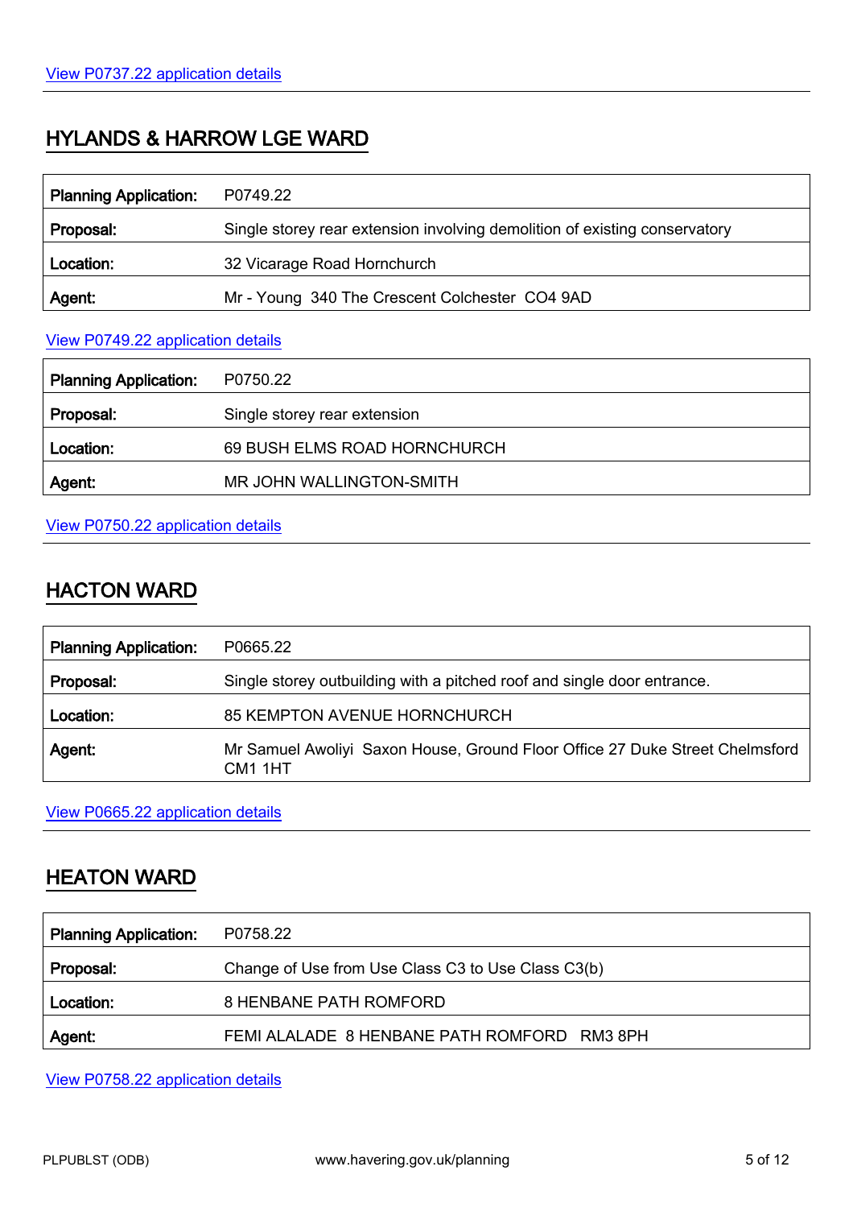[View P0737.22 application details]

---

## HYLANDS & HARROW LGE WARD

| **Planning Application:** | P0749.22 |
|---|---|
| **Proposal:** | Single storey rear extension involving demolition of existing conservatory |
| **Location:** | 32 Vicarage Road Hornchurch |
| **Agent:** | Mr - Young 340 The Crescent Colchester CO4 9AD |

[View P0749.22 application details]

| **Planning Application:** | P0750.22 |
|---|---|
| **Proposal:** | Single storey rear extension |
| **Location:** | 69 BUSH ELMS ROAD HORNCHURCH |
| **Agent:** | MR JOHN WALLINGTON-SMITH |

[View P0750.22 application details]

---

## HACTON WARD

| **Planning Application:** | P0665.22 |
|---|---|
| **Proposal:** | Single storey outbuilding with a pitched roof and single door entrance. |
| **Location:** | 85 KEMPTON AVENUE HORNCHURCH |
| **Agent:** | Mr Samuel Awoliyi Saxon House, Ground Floor Office 27 Duke Street Chelmsford CM1 1HT |

[View P0665.22 application details]

---

## HEATON WARD

| **Planning Application:** | P0758.22 |
|---|---|
| **Proposal:** | Change of Use from Use Class C3 to Use Class C3(b) |
| **Location:** | 8 HENBANE PATH ROMFORD |
| **Agent:** | FEMI ALALADE 8 HENBANE PATH ROMFORD RM3 8PH |

[View P0758.22 application details]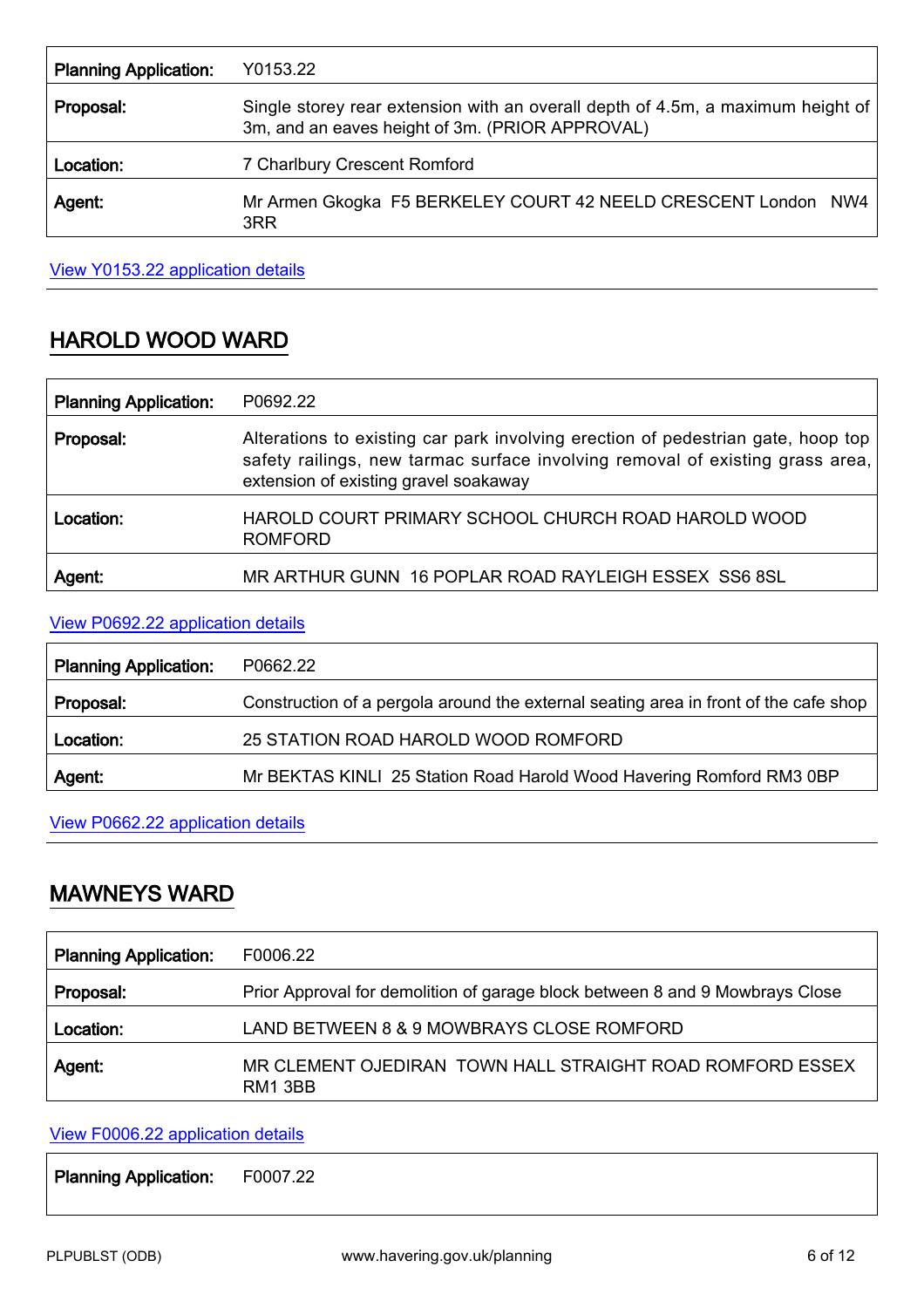| Planning Application: | Y0153.22 |
|---|---|
| Proposal: | Single storey rear extension with an overall depth of 4.5m, a maximum height of 3m, and an eaves height of 3m. (PRIOR APPROVAL) |
| Location: | 7 Charlbury Crescent Romford |
| Agent: | Mr Armen Gkogka F5 BERKELEY COURT 42 NEELD CRESCENT London NW4 3RR |

View Y0153.22 application details

## HAROLD WOOD WARD

| Planning Application: | P0692.22 |
|---|---|
| Proposal: | Alterations to existing car park involving erection of pedestrian gate, hoop top safety railings, new tarmac surface involving removal of existing grass area, extension of existing gravel soakaway |
| Location: | HAROLD COURT PRIMARY SCHOOL CHURCH ROAD HAROLD WOOD ROMFORD |
| Agent: | MR ARTHUR GUNN 16 POPLAR ROAD RAYLEIGH ESSEX SS6 8SL |

View P0692.22 application details

| Planning Application: | P0662.22 |
|---|---|
| Proposal: | Construction of a pergola around the external seating area in front of the cafe shop |
| Location: | 25 STATION ROAD HAROLD WOOD ROMFORD |
| Agent: | Mr BEKTAS KINLI 25 Station Road Harold Wood Havering Romford RM3 0BP |

View P0662.22 application details

## MAWNEYS WARD

| Planning Application: | F0006.22 |
|---|---|
| Proposal: | Prior Approval for demolition of garage block between 8 and 9 Mowbrays Close |
| Location: | LAND BETWEEN 8 & 9 MOWBRAYS CLOSE ROMFORD |
| Agent: | MR CLEMENT OJEDIRAN TOWN HALL STRAIGHT ROAD ROMFORD ESSEX RM1 3BB |

View F0006.22 application details

| Planning Application: | F0007.22 |
|---|---|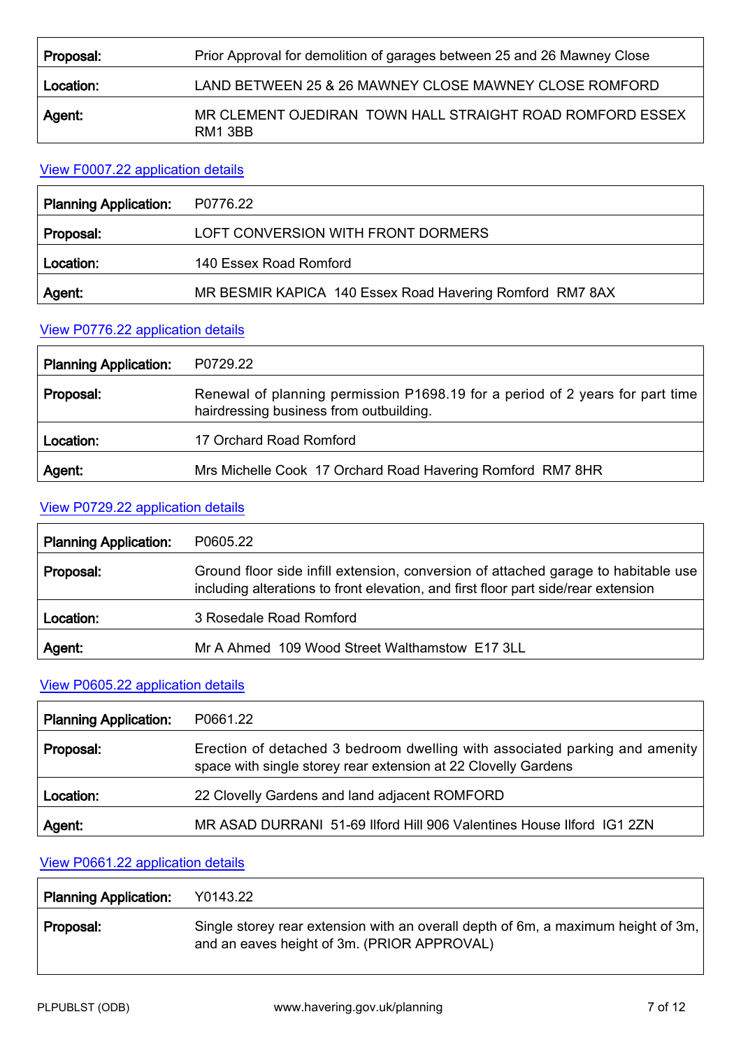| | |
|---|---|
| **Proposal:** | Prior Approval for demolition of garages between 25 and 26 Mawney Close |
| **Location:** | LAND BETWEEN 25 & 26 MAWNEY CLOSE MAWNEY CLOSE ROMFORD |
| **Agent:** | MR CLEMENT OJEDIRAN TOWN HALL STRAIGHT ROAD ROMFORD ESSEX RM1 3BB |

View F0007.22 application details

| | |
|---|---|
| **Planning Application:** | P0776.22 |
| **Proposal:** | LOFT CONVERSION WITH FRONT DORMERS |
| **Location:** | 140 Essex Road Romford |
| **Agent:** | MR BESMIR KAPICA 140 Essex Road Havering Romford RM7 8AX |

View P0776.22 application details

| | |
|---|---|
| **Planning Application:** | P0729.22 |
| **Proposal:** | Renewal of planning permission P1698.19 for a period of 2 years for part time hairdressing business from outbuilding. |
| **Location:** | 17 Orchard Road Romford |
| **Agent:** | Mrs Michelle Cook 17 Orchard Road Havering Romford RM7 8HR |

View P0729.22 application details

| | |
|---|---|
| **Planning Application:** | P0605.22 |
| **Proposal:** | Ground floor side infill extension, conversion of attached garage to habitable use including alterations to front elevation, and first floor part side/rear extension |
| **Location:** | 3 Rosedale Road Romford |
| **Agent:** | Mr A Ahmed 109 Wood Street Walthamstow E17 3LL |

View P0605.22 application details

| | |
|---|---|
| **Planning Application:** | P0661.22 |
| **Proposal:** | Erection of detached 3 bedroom dwelling with associated parking and amenity space with single storey rear extension at 22 Clovelly Gardens |
| **Location:** | 22 Clovelly Gardens and land adjacent ROMFORD |
| **Agent:** | MR ASAD DURRANI 51-69 Ilford Hill 906 Valentines House Ilford IG1 2ZN |

View P0661.22 application details

| | |
|---|---|
| **Planning Application:** | Y0143.22 |
| **Proposal:** | Single storey rear extension with an overall depth of 6m, a maximum height of 3m, and an eaves height of 3m. (PRIOR APPROVAL) |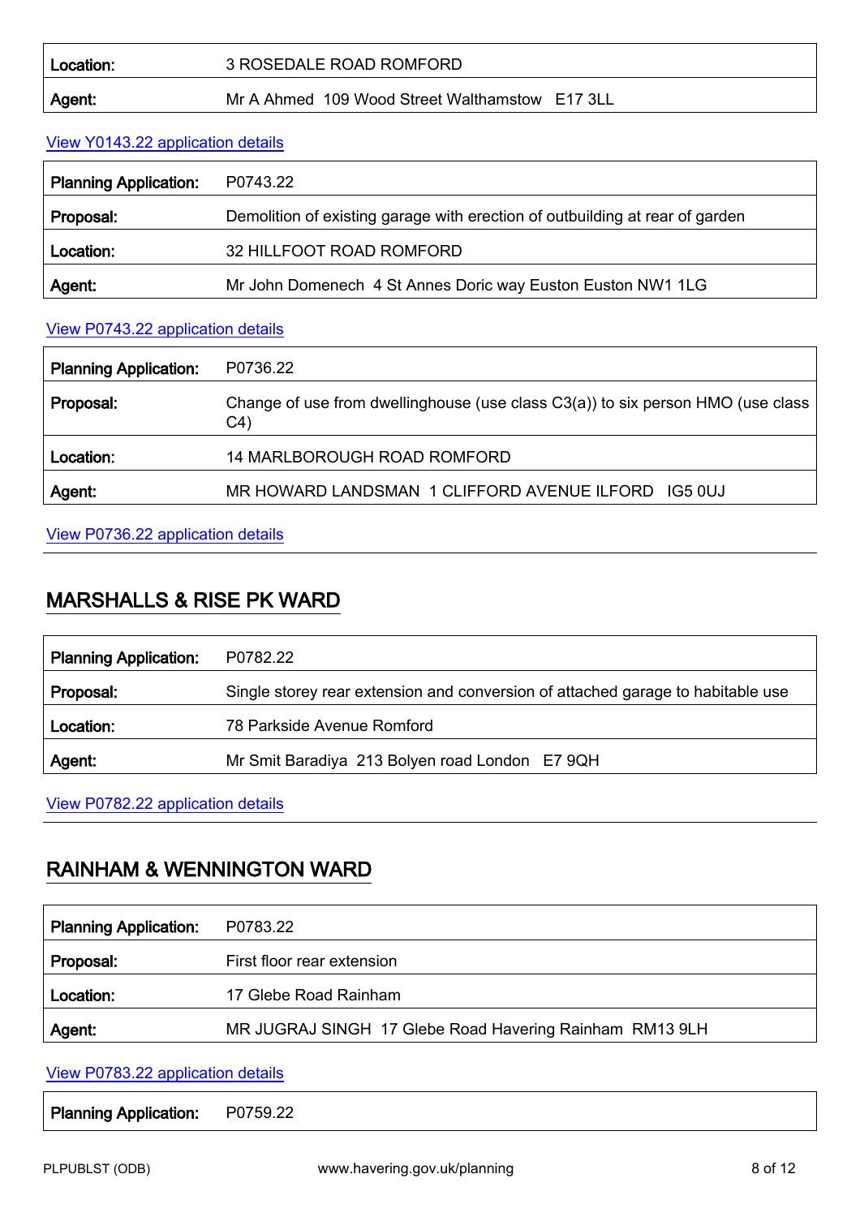| | |
|---|---|
| **Location:** | 3 ROSEDALE ROAD ROMFORD |
| **Agent:** | Mr A Ahmed 109 Wood Street Walthamstow E17 3LL |

View Y0143.22 application details

| | |
|---|---|
| **Planning Application:** | P0743.22 |
| **Proposal:** | Demolition of existing garage with erection of outbuilding at rear of garden |
| **Location:** | 32 HILLFOOT ROAD ROMFORD |
| **Agent:** | Mr John Domenech 4 St Annes Doric way Euston Euston NW1 1LG |

View P0743.22 application details

| | |
|---|---|
| **Planning Application:** | P0736.22 |
| **Proposal:** | Change of use from dwellinghouse (use class C3(a)) to six person HMO (use class C4) |
| **Location:** | 14 MARLBOROUGH ROAD ROMFORD |
| **Agent:** | MR HOWARD LANDSMAN 1 CLIFFORD AVENUE ILFORD IG5 0UJ |

View P0736.22 application details

## MARSHALLS & RISE PK WARD

| | |
|---|---|
| **Planning Application:** | P0782.22 |
| **Proposal:** | Single storey rear extension and conversion of attached garage to habitable use |
| **Location:** | 78 Parkside Avenue Romford |
| **Agent:** | Mr Smit Baradiya 213 Bolyen road London E7 9QH |

View P0782.22 application details

## RAINHAM & WENNINGTON WARD

| | |
|---|---|
| **Planning Application:** | P0783.22 |
| **Proposal:** | First floor rear extension |
| **Location:** | 17 Glebe Road Rainham |
| **Agent:** | MR JUGRAJ SINGH 17 Glebe Road Havering Rainham RM13 9LH |

View P0783.22 application details

| | |
|---|---|
| **Planning Application:** | P0759.22 |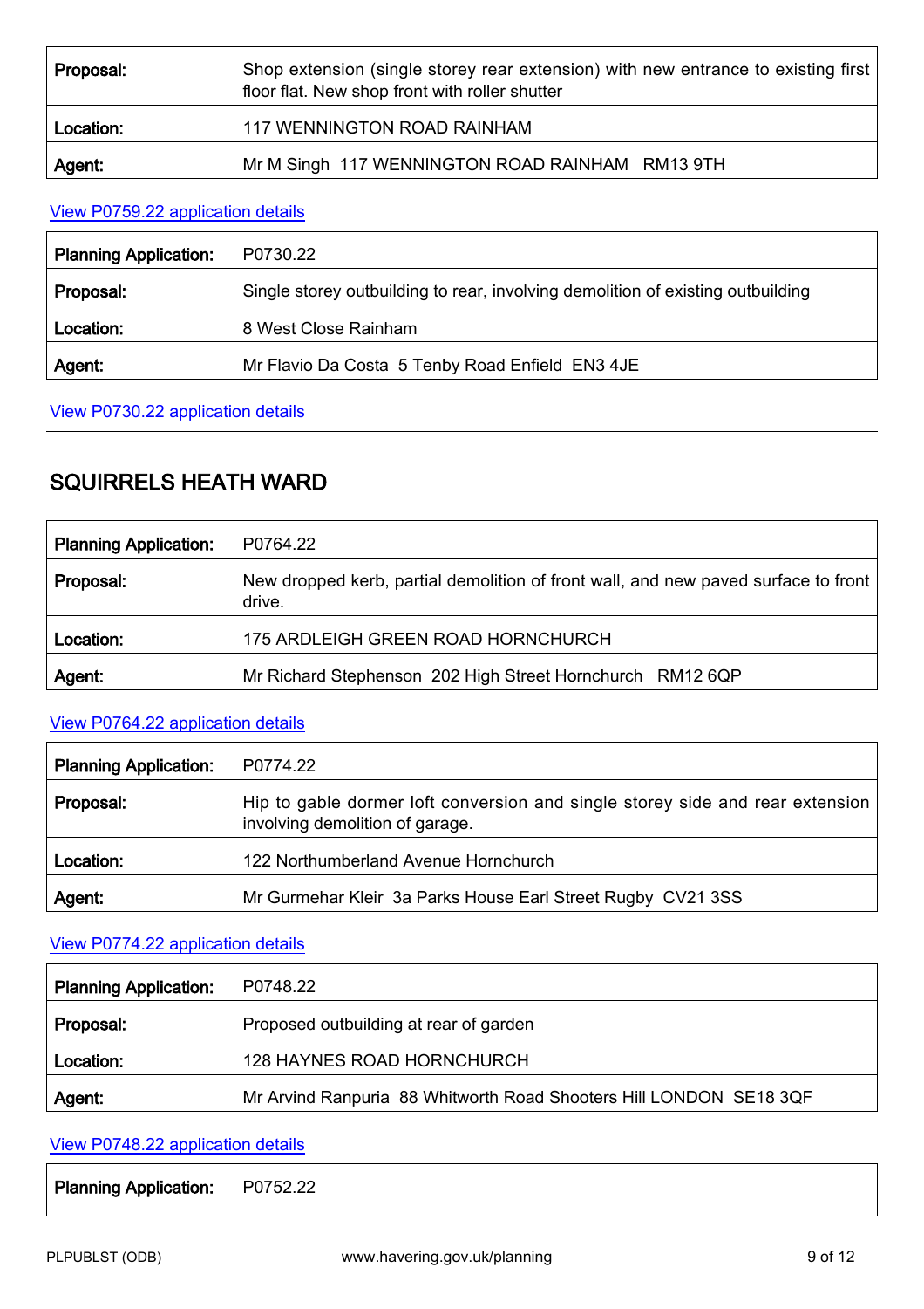| | |
|---|---|
| **Proposal:** | Shop extension (single storey rear extension) with new entrance to existing first floor flat. New shop front with roller shutter |
| **Location:** | 117 WENNINGTON ROAD RAINHAM |
| **Agent:** | Mr M Singh 117 WENNINGTON ROAD RAINHAM RM13 9TH |

View P0759.22 application details

| | |
|---|---|
| **Planning Application:** | P0730.22 |
| **Proposal:** | Single storey outbuilding to rear, involving demolition of existing outbuilding |
| **Location:** | 8 West Close Rainham |
| **Agent:** | Mr Flavio Da Costa 5 Tenby Road Enfield EN3 4JE |

View P0730.22 application details

## SQUIRRELS HEATH WARD

| | |
|---|---|
| **Planning Application:** | P0764.22 |
| **Proposal:** | New dropped kerb, partial demolition of front wall, and new paved surface to front drive. |
| **Location:** | 175 ARDLEIGH GREEN ROAD HORNCHURCH |
| **Agent:** | Mr Richard Stephenson 202 High Street Hornchurch RM12 6QP |

View P0764.22 application details

| | |
|---|---|
| **Planning Application:** | P0774.22 |
| **Proposal:** | Hip to gable dormer loft conversion and single storey side and rear extension involving demolition of garage. |
| **Location:** | 122 Northumberland Avenue Hornchurch |
| **Agent:** | Mr Gurmehar Kleir 3a Parks House Earl Street Rugby CV21 3SS |

View P0774.22 application details

| | |
|---|---|
| **Planning Application:** | P0748.22 |
| **Proposal:** | Proposed outbuilding at rear of garden |
| **Location:** | 128 HAYNES ROAD HORNCHURCH |
| **Agent:** | Mr Arvind Ranpuria 88 Whitworth Road Shooters Hill LONDON SE18 3QF |

View P0748.22 application details

| | |
|---|---|
| **Planning Application:** | P0752.22 |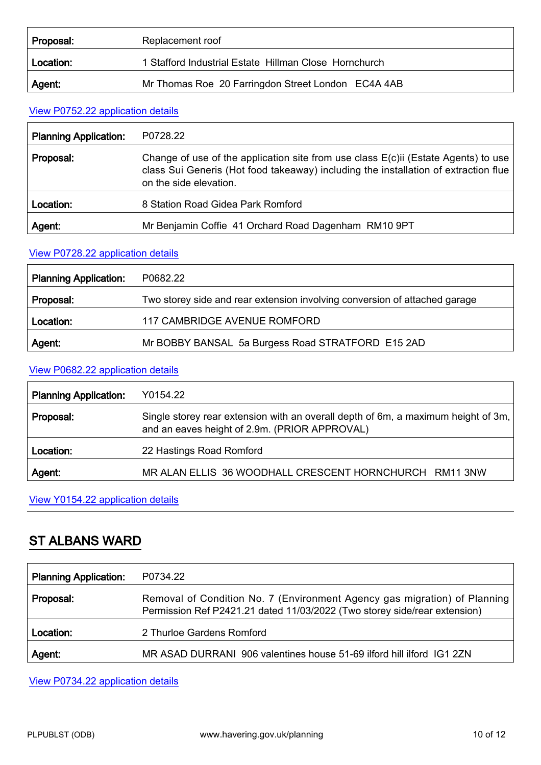| | |
|---|---|
| **Proposal:** | Replacement roof |
| **Location:** | 1 Stafford Industrial Estate  Hillman Close  Hornchurch |
| **Agent:** | Mr Thomas Roe  20 Farringdon Street London   EC4A 4AB |

View P0752.22 application details

| | |
|---|---|
| **Planning Application:** | P0728.22 |
| **Proposal:** | Change of use of the application site from use class E(c)ii (Estate Agents) to use class Sui Generis (Hot food takeaway) including the installation of extraction flue on the side elevation. |
| **Location:** | 8 Station Road Gidea Park Romford |
| **Agent:** | Mr Benjamin Coffie  41 Orchard Road Dagenham  RM10 9PT |

View P0728.22 application details

| | |
|---|---|
| **Planning Application:** | P0682.22 |
| **Proposal:** | Two storey side and rear extension involving conversion of attached garage |
| **Location:** | 117 CAMBRIDGE AVENUE ROMFORD |
| **Agent:** | Mr BOBBY BANSAL  5a Burgess Road STRATFORD  E15 2AD |

View P0682.22 application details

| | |
|---|---|
| **Planning Application:** | Y0154.22 |
| **Proposal:** | Single storey rear extension with an overall depth of 6m, a maximum height of 3m, and an eaves height of 2.9m. (PRIOR APPROVAL) |
| **Location:** | 22 Hastings Road Romford |
| **Agent:** | MR ALAN ELLIS  36 WOODHALL CRESCENT HORNCHURCH   RM11 3NW |

View Y0154.22 application details

## ST ALBANS WARD

| | |
|---|---|
| **Planning Application:** | P0734.22 |
| **Proposal:** | Removal of Condition No. 7 (Environment Agency gas migration) of Planning Permission Ref P2421.21 dated 11/03/2022 (Two storey side/rear extension) |
| **Location:** | 2 Thurloe Gardens Romford |
| **Agent:** | MR ASAD DURRANI  906 valentines house 51-69 ilford hill ilford  IG1 2ZN |

View P0734.22 application details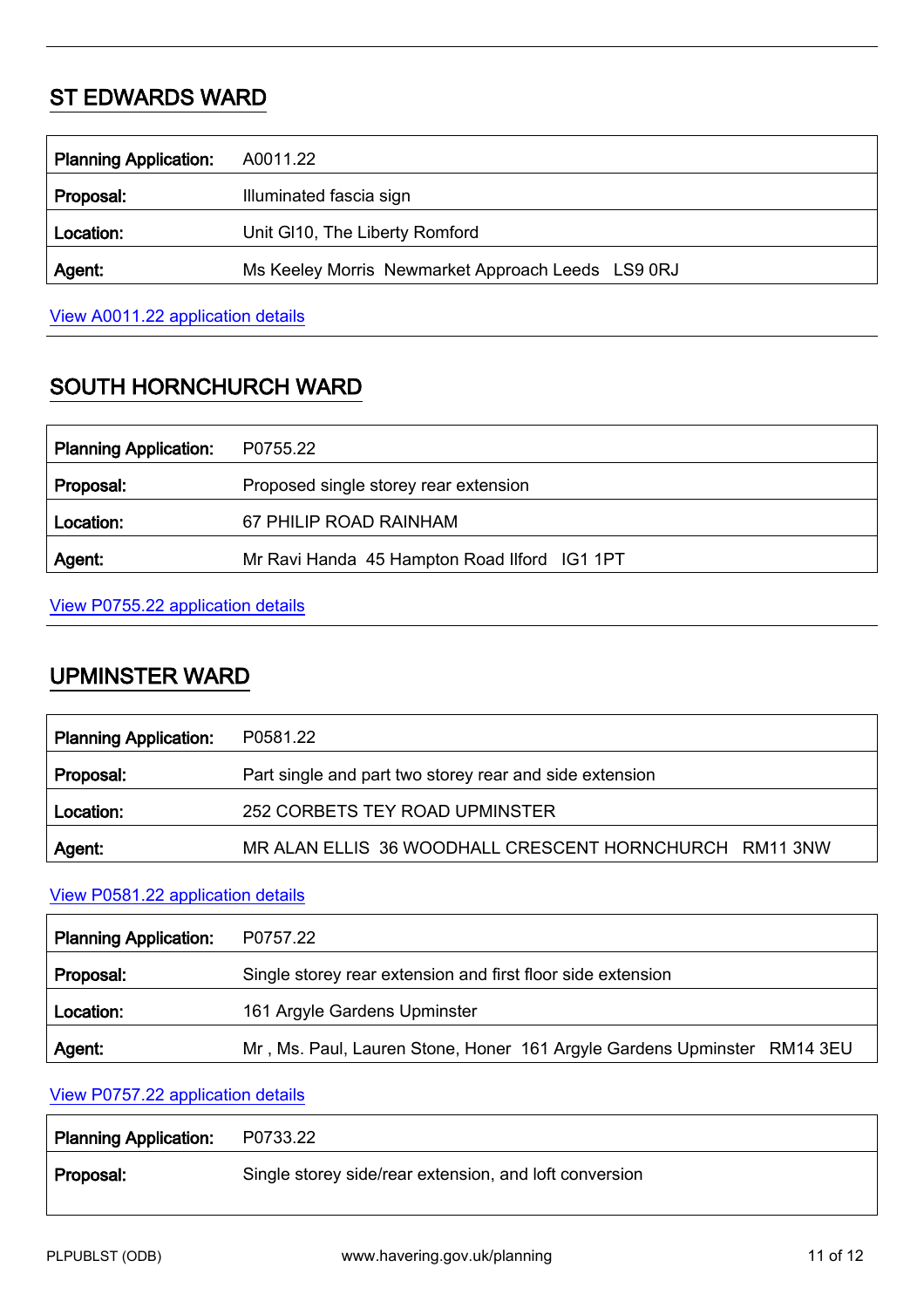## ST EDWARDS WARD

| Planning Application: | A0011.22 |
|---|---|
| Proposal: | Illuminated fascia sign |
| Location: | Unit GI10, The Liberty Romford |
| Agent: | Ms Keeley Morris Newmarket Approach Leeds LS9 0RJ |

View A0011.22 application details

## SOUTH HORNCHURCH WARD

| Planning Application: | P0755.22 |
|---|---|
| Proposal: | Proposed single storey rear extension |
| Location: | 67 PHILIP ROAD RAINHAM |
| Agent: | Mr Ravi Handa 45 Hampton Road Ilford IG1 1PT |

View P0755.22 application details

## UPMINSTER WARD

| Planning Application: | P0581.22 |
|---|---|
| Proposal: | Part single and part two storey rear and side extension |
| Location: | 252 CORBETS TEY ROAD UPMINSTER |
| Agent: | MR ALAN ELLIS 36 WOODHALL CRESCENT HORNCHURCH RM11 3NW |

View P0581.22 application details

| Planning Application: | P0757.22 |
|---|---|
| Proposal: | Single storey rear extension and first floor side extension |
| Location: | 161 Argyle Gardens Upminster |
| Agent: | Mr , Ms. Paul, Lauren Stone, Honer 161 Argyle Gardens Upminster RM14 3EU |

View P0757.22 application details

| Planning Application: | P0733.22 |
|---|---|
| Proposal: | Single storey side/rear extension, and loft conversion |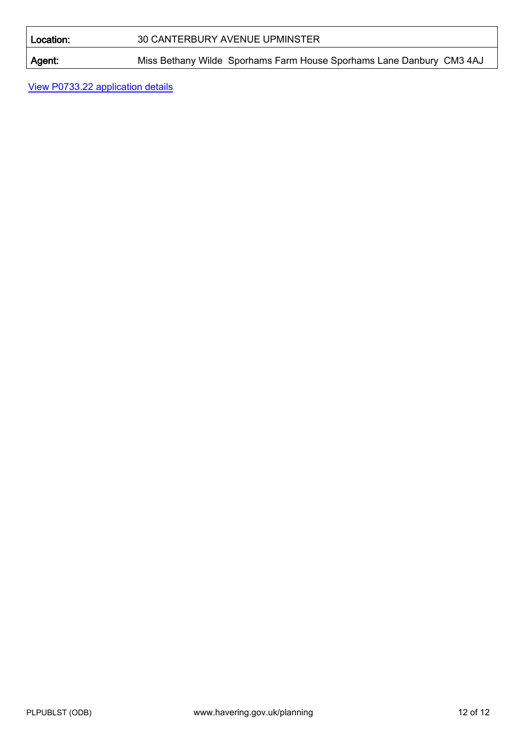| | |
|---|---|
| **Location:** | 30 CANTERBURY AVENUE UPMINSTER |
| **Agent:** | Miss Bethany Wilde Sporhams Farm House Sporhams Lane Danbury CM3 4AJ |

View P0733.22 application details